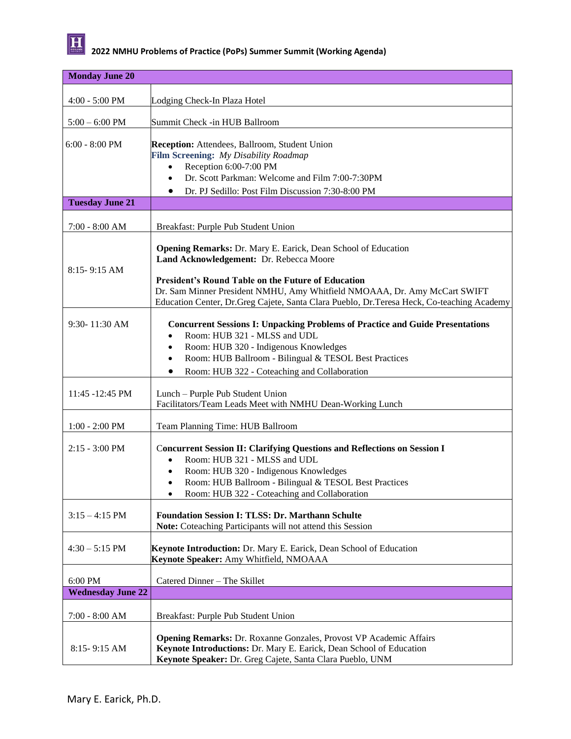# 2022 NMHU Problems of Practice (PoPs) Summer Summit (Working Agenda)

| **Monday June 20** | |
|---|---|
| 4:00 - 5:00 PM | Lodging Check-In Plaza Hotel |
| 5:00 – 6:00 PM | Summit Check -in HUB Ballroom |
| 6:00 - 8:00 PM | **Reception:** Attendees, Ballroom, Student Union<br>**Film Screening:** *My Disability Roadmap*<br>• Reception 6:00-7:00 PM<br>• Dr. Scott Parkman: Welcome and Film 7:00-7:30PM<br>• Dr. PJ Sedillo: Post Film Discussion 7:30-8:00 PM |
| **Tuesday June 21** | |
| 7:00 - 8:00 AM | Breakfast: Purple Pub Student Union |
| 8:15- 9:15 AM | **Opening Remarks:** Dr. Mary E. Earick, Dean School of Education<br>**Land Acknowledgement:** Dr. Rebecca Moore<br><br>**President's Round Table on the Future of Education**<br>Dr. Sam Minner President NMHU, Amy Whitfield NMOAAA, Dr. Amy McCart SWIFT Education Center, Dr.Greg Cajete, Santa Clara Pueblo, Dr.Teresa Heck, Co-teaching Academy |
| 9:30- 11:30 AM | **Concurrent Sessions I: Unpacking Problems of Practice and Guide Presentations**<br>• Room: HUB 321 - MLSS and UDL<br>• Room: HUB 320 - Indigenous Knowledges<br>• Room: HUB Ballroom - Bilingual & TESOL Best Practices<br>• Room: HUB 322 - Coteaching and Collaboration |
| 11:45 -12:45 PM | Lunch – Purple Pub Student Union<br>Facilitators/Team Leads Meet with NMHU Dean-Working Lunch |
| 1:00 - 2:00 PM | Team Planning Time: HUB Ballroom |
| 2:15 - 3:00 PM | **Concurrent Session II: Clarifying Questions and Reflections on Session I**<br>• Room: HUB 321 - MLSS and UDL<br>• Room: HUB 320 - Indigenous Knowledges<br>• Room: HUB Ballroom - Bilingual & TESOL Best Practices<br>• Room: HUB 322 - Coteaching and Collaboration |
| 3:15 – 4:15 PM | **Foundation Session I: TLSS: Dr. Marthann Schulte**<br>**Note:** Coteaching Participants will not attend this Session |
| 4:30 – 5:15 PM | **Keynote Introduction:** Dr. Mary E. Earick, Dean School of Education<br>**Keynote Speaker:** Amy Whitfield, NMOAAA |
| 6:00 PM | Catered Dinner – The Skillet |
| **Wednesday June 22** | |
| 7:00 - 8:00 AM | Breakfast: Purple Pub Student Union |
| 8:15- 9:15 AM | **Opening Remarks:** Dr. Roxanne Gonzales, Provost VP Academic Affairs<br>**Keynote Introductions:** Dr. Mary E. Earick, Dean School of Education<br>**Keynote Speaker:** Dr. Greg Cajete, Santa Clara Pueblo, UNM |

Mary E. Earick, Ph.D.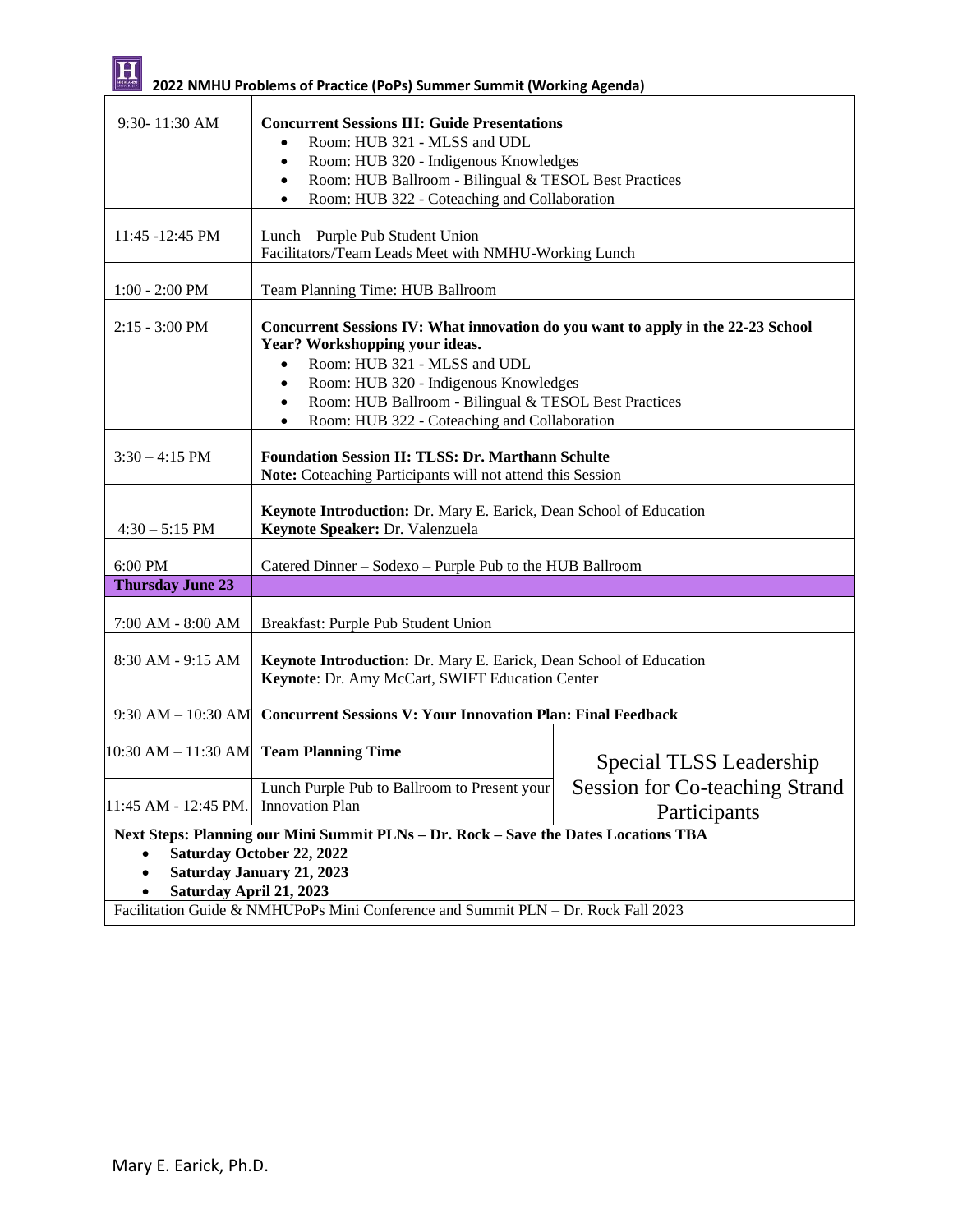| | | |
|---|---|---|
| 9:30- 11:30 AM | **Concurrent Sessions III: Guide Presentations**<br>• Room: HUB 321 - MLSS and UDL<br>• Room: HUB 320 - Indigenous Knowledges<br>• Room: HUB Ballroom - Bilingual & TESOL Best Practices<br>• Room: HUB 322 - Coteaching and Collaboration | |
| 11:45 -12:45 PM | Lunch – Purple Pub Student Union<br>Facilitators/Team Leads Meet with NMHU-Working Lunch | |
| 1:00 - 2:00 PM | Team Planning Time: HUB Ballroom | |
| 2:15 - 3:00 PM | **Concurrent Sessions IV: What innovation do you want to apply in the 22-23 School Year? Workshopping your ideas.**<br>• Room: HUB 321 - MLSS and UDL<br>• Room: HUB 320 - Indigenous Knowledges<br>• Room: HUB Ballroom - Bilingual & TESOL Best Practices<br>• Room: HUB 322 - Coteaching and Collaboration | |
| 3:30 – 4:15 PM | **Foundation Session II: TLSS: Dr. Marthann Schulte**<br>**Note:** Coteaching Participants will not attend this Session | |
| 4:30 – 5:15 PM | **Keynote Introduction:** Dr. Mary E. Earick, Dean School of Education<br>**Keynote Speaker:** Dr. Valenzuela | |
| 6:00 PM | Catered Dinner – Sodexo – Purple Pub to the HUB Ballroom | |
| **Thursday June 23** | | |
| 7:00 AM - 8:00 AM | Breakfast: Purple Pub Student Union | |
| 8:30 AM - 9:15 AM | **Keynote Introduction:** Dr. Mary E. Earick, Dean School of Education<br>**Keynote**: Dr. Amy McCart, SWIFT Education Center | |
| 9:30 AM – 10:30 AM | **Concurrent Sessions V: Your Innovation Plan: Final Feedback** | |
| 10:30 AM – 11:30 AM | **Team Planning Time** | Special TLSS Leadership Session for Co-teaching Strand Participants |
| 11:45 AM - 12:45 PM. | Lunch Purple Pub to Ballroom to Present your Innovation Plan | |
| **Next Steps: Planning our Mini Summit PLNs – Dr. Rock – Save the Dates Locations TBA**<br>• **Saturday October 22, 2022**<br>• **Saturday January 21, 2023**<br>• **Saturday April 21, 2023** | | |
| Facilitation Guide & NMHUPoPs Mini Conference and Summit PLN – Dr. Rock Fall 2023 | | |